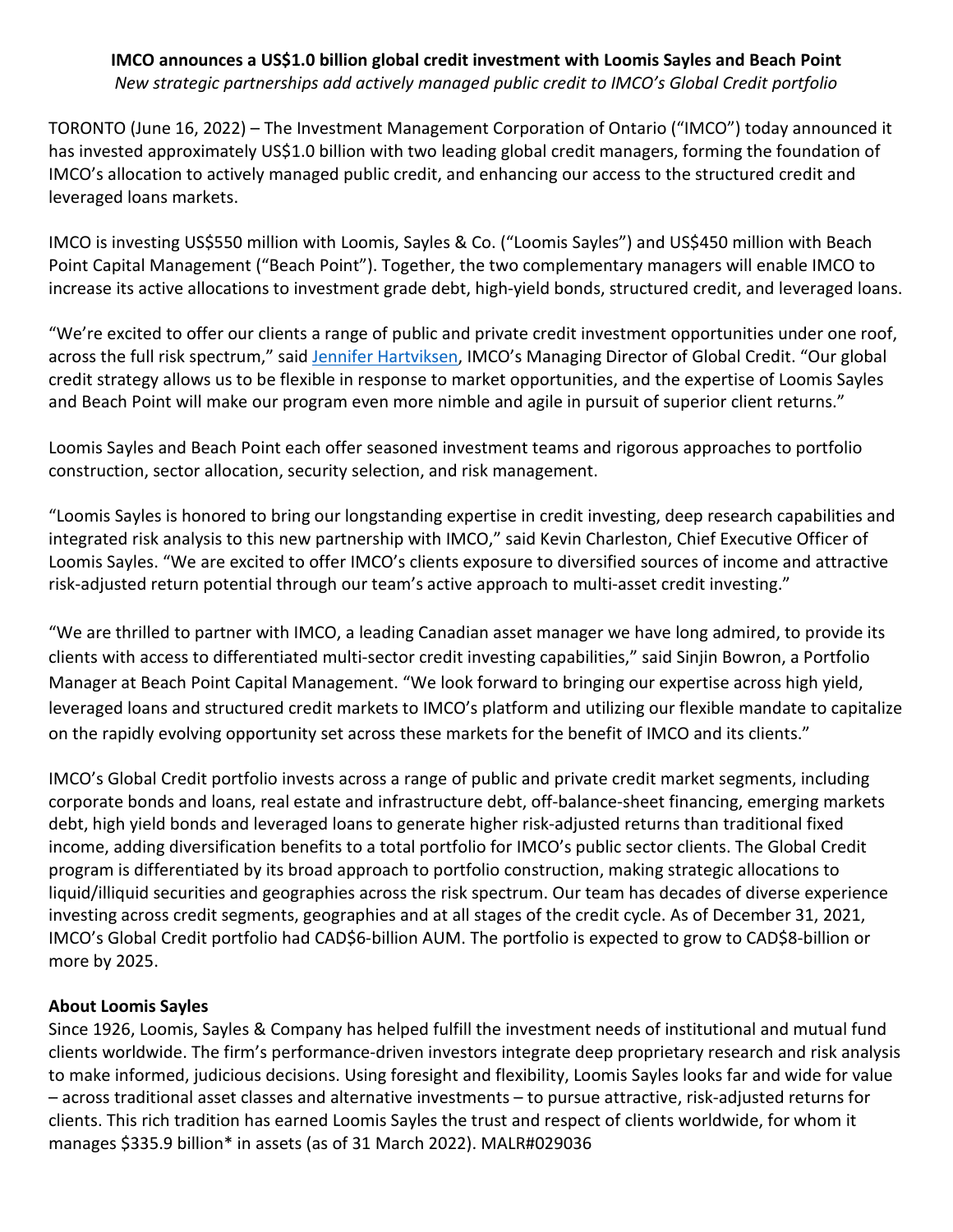# IMCO announces a US$1.0 billion global credit investment with Loomis Sayles and Beach Point

*New strategic partnerships add actively managed public credit to IMCO's Global Credit portfolio*

TORONTO (June 16, 2022) – The Investment Management Corporation of Ontario ("IMCO") today announced it has invested approximately US$1.0 billion with two leading global credit managers, forming the foundation of IMCO's allocation to actively managed public credit, and enhancing our access to the structured credit and leveraged loans markets.

IMCO is investing US$550 million with Loomis, Sayles & Co. ("Loomis Sayles") and US$450 million with Beach Point Capital Management ("Beach Point"). Together, the two complementary managers will enable IMCO to increase its active allocations to investment grade debt, high-yield bonds, structured credit, and leveraged loans.

"We're excited to offer our clients a range of public and private credit investment opportunities under one roof, across the full risk spectrum," said Jennifer Hartviksen, IMCO's Managing Director of Global Credit. "Our global credit strategy allows us to be flexible in response to market opportunities, and the expertise of Loomis Sayles and Beach Point will make our program even more nimble and agile in pursuit of superior client returns."

Loomis Sayles and Beach Point each offer seasoned investment teams and rigorous approaches to portfolio construction, sector allocation, security selection, and risk management.

"Loomis Sayles is honored to bring our longstanding expertise in credit investing, deep research capabilities and integrated risk analysis to this new partnership with IMCO," said Kevin Charleston, Chief Executive Officer of Loomis Sayles. "We are excited to offer IMCO's clients exposure to diversified sources of income and attractive risk-adjusted return potential through our team's active approach to multi-asset credit investing."

"We are thrilled to partner with IMCO, a leading Canadian asset manager we have long admired, to provide its clients with access to differentiated multi-sector credit investing capabilities," said Sinjin Bowron, a Portfolio Manager at Beach Point Capital Management. "We look forward to bringing our expertise across high yield, leveraged loans and structured credit markets to IMCO's platform and utilizing our flexible mandate to capitalize on the rapidly evolving opportunity set across these markets for the benefit of IMCO and its clients."

IMCO's Global Credit portfolio invests across a range of public and private credit market segments, including corporate bonds and loans, real estate and infrastructure debt, off-balance-sheet financing, emerging markets debt, high yield bonds and leveraged loans to generate higher risk-adjusted returns than traditional fixed income, adding diversification benefits to a total portfolio for IMCO's public sector clients. The Global Credit program is differentiated by its broad approach to portfolio construction, making strategic allocations to liquid/illiquid securities and geographies across the risk spectrum. Our team has decades of diverse experience investing across credit segments, geographies and at all stages of the credit cycle. As of December 31, 2021, IMCO's Global Credit portfolio had CAD$6-billion AUM. The portfolio is expected to grow to CAD$8-billion or more by 2025.

## About Loomis Sayles

Since 1926, Loomis, Sayles & Company has helped fulfill the investment needs of institutional and mutual fund clients worldwide. The firm's performance-driven investors integrate deep proprietary research and risk analysis to make informed, judicious decisions. Using foresight and flexibility, Loomis Sayles looks far and wide for value – across traditional asset classes and alternative investments – to pursue attractive, risk-adjusted returns for clients. This rich tradition has earned Loomis Sayles the trust and respect of clients worldwide, for whom it manages $335.9 billion* in assets (as of 31 March 2022). MALR#029036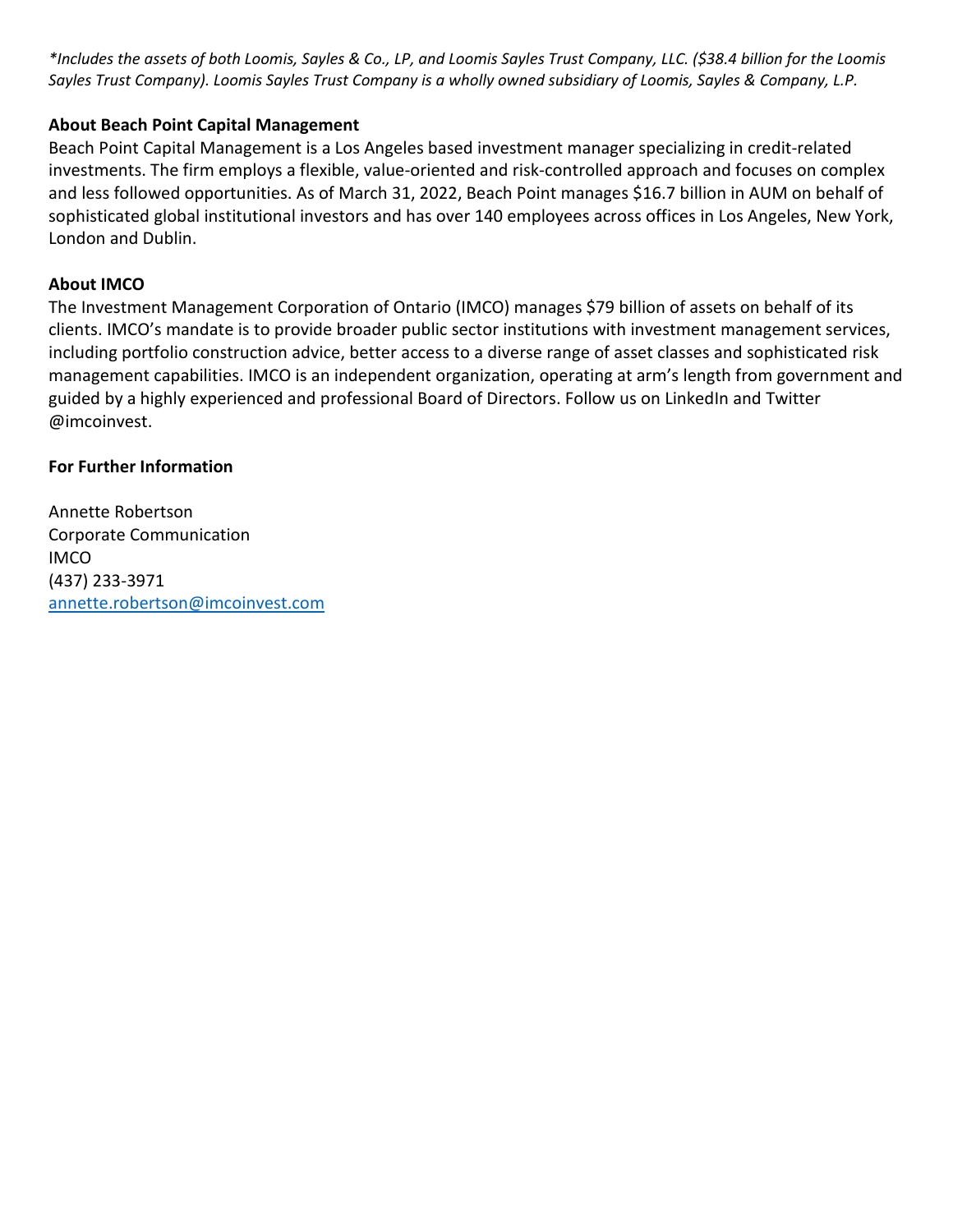*\*Includes the assets of both Loomis, Sayles & Co., LP, and Loomis Sayles Trust Company, LLC. ($38.4 billion for the Loomis Sayles Trust Company). Loomis Sayles Trust Company is a wholly owned subsidiary of Loomis, Sayles & Company, L.P.*

**About Beach Point Capital Management**

Beach Point Capital Management is a Los Angeles based investment manager specializing in credit-related investments. The firm employs a flexible, value-oriented and risk-controlled approach and focuses on complex and less followed opportunities. As of March 31, 2022, Beach Point manages $16.7 billion in AUM on behalf of sophisticated global institutional investors and has over 140 employees across offices in Los Angeles, New York, London and Dublin.

**About IMCO**

The Investment Management Corporation of Ontario (IMCO) manages $79 billion of assets on behalf of its clients. IMCO's mandate is to provide broader public sector institutions with investment management services, including portfolio construction advice, better access to a diverse range of asset classes and sophisticated risk management capabilities. IMCO is an independent organization, operating at arm's length from government and guided by a highly experienced and professional Board of Directors. Follow us on LinkedIn and Twitter @imcoinvest.

**For Further Information**

Annette Robertson
Corporate Communication
IMCO
(437) 233-3971
annette.robertson@imcoinvest.com